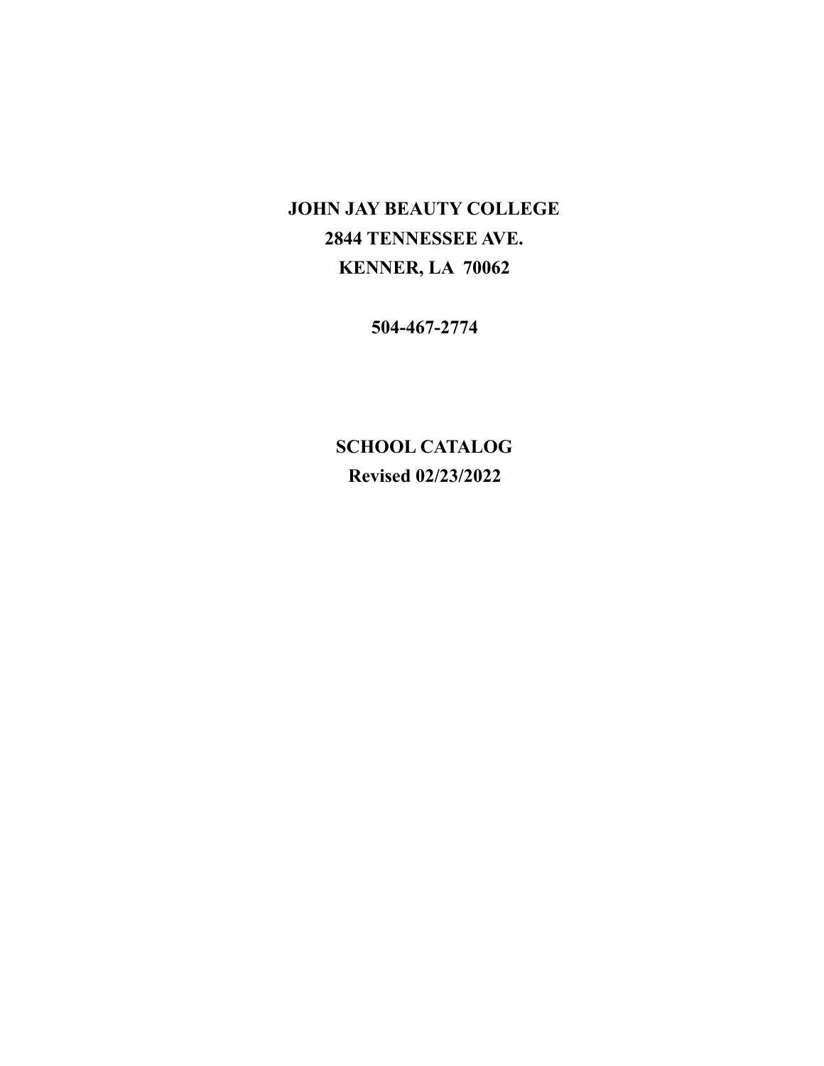# JOHN JAY BEAUTY COLLEGE

**2844 TENNESSEE AVE.**

**KENNER, LA 70062**

**504-467-2774**

## SCHOOL CATALOG

**Revised 02/23/2022**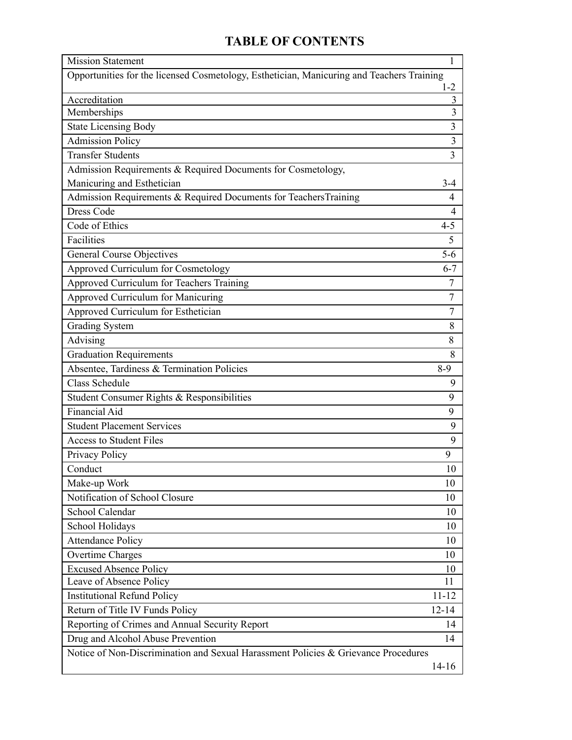# TABLE OF CONTENTS

| Section | Page |
|---|---|
| Mission Statement | 1 |
| Opportunities for the licensed Cosmetology, Esthetician, Manicuring and Teachers Training | 1-2 |
| Accreditation | 3 |
| Memberships | 3 |
| State Licensing Body | 3 |
| Admission Policy | 3 |
| Transfer Students | 3 |
| Admission Requirements & Required Documents for Cosmetology, Manicuring and Esthetician | 3-4 |
| Admission Requirements & Required Documents for TeachersTraining | 4 |
| Dress Code | 4 |
| Code of Ethics | 4-5 |
| Facilities | 5 |
| General Course Objectives | 5-6 |
| Approved Curriculum for Cosmetology | 6-7 |
| Approved Curriculum for Teachers Training | 7 |
| Approved Curriculum for Manicuring | 7 |
| Approved Curriculum for Esthetician | 7 |
| Grading System | 8 |
| Advising | 8 |
| Graduation Requirements | 8 |
| Absentee, Tardiness & Termination Policies | 8-9 |
| Class Schedule | 9 |
| Student Consumer Rights & Responsibilities | 9 |
| Financial Aid | 9 |
| Student Placement Services | 9 |
| Access to Student Files | 9 |
| Privacy Policy | 9 |
| Conduct | 10 |
| Make-up Work | 10 |
| Notification of School Closure | 10 |
| School Calendar | 10 |
| School Holidays | 10 |
| Attendance Policy | 10 |
| Overtime Charges | 10 |
| Excused Absence Policy | 10 |
| Leave of Absence Policy | 11 |
| Institutional Refund Policy | 11-12 |
| Return of Title IV Funds Policy | 12-14 |
| Reporting of Crimes and Annual Security Report | 14 |
| Drug and Alcohol Abuse Prevention | 14 |
| Notice of Non-Discrimination and Sexual Harassment Policies & Grievance Procedures | 14-16 |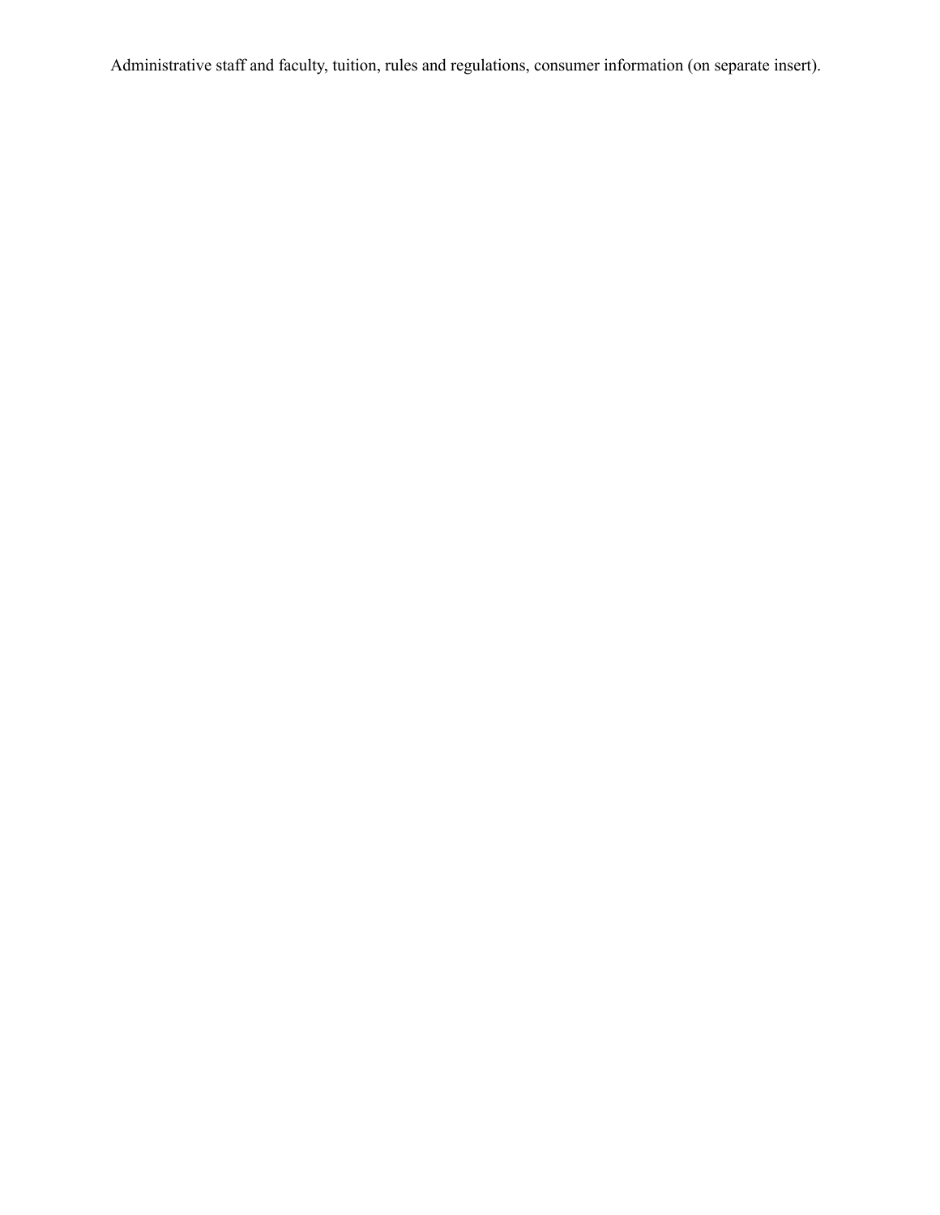Administrative staff and faculty, tuition, rules and regulations, consumer information (on separate insert).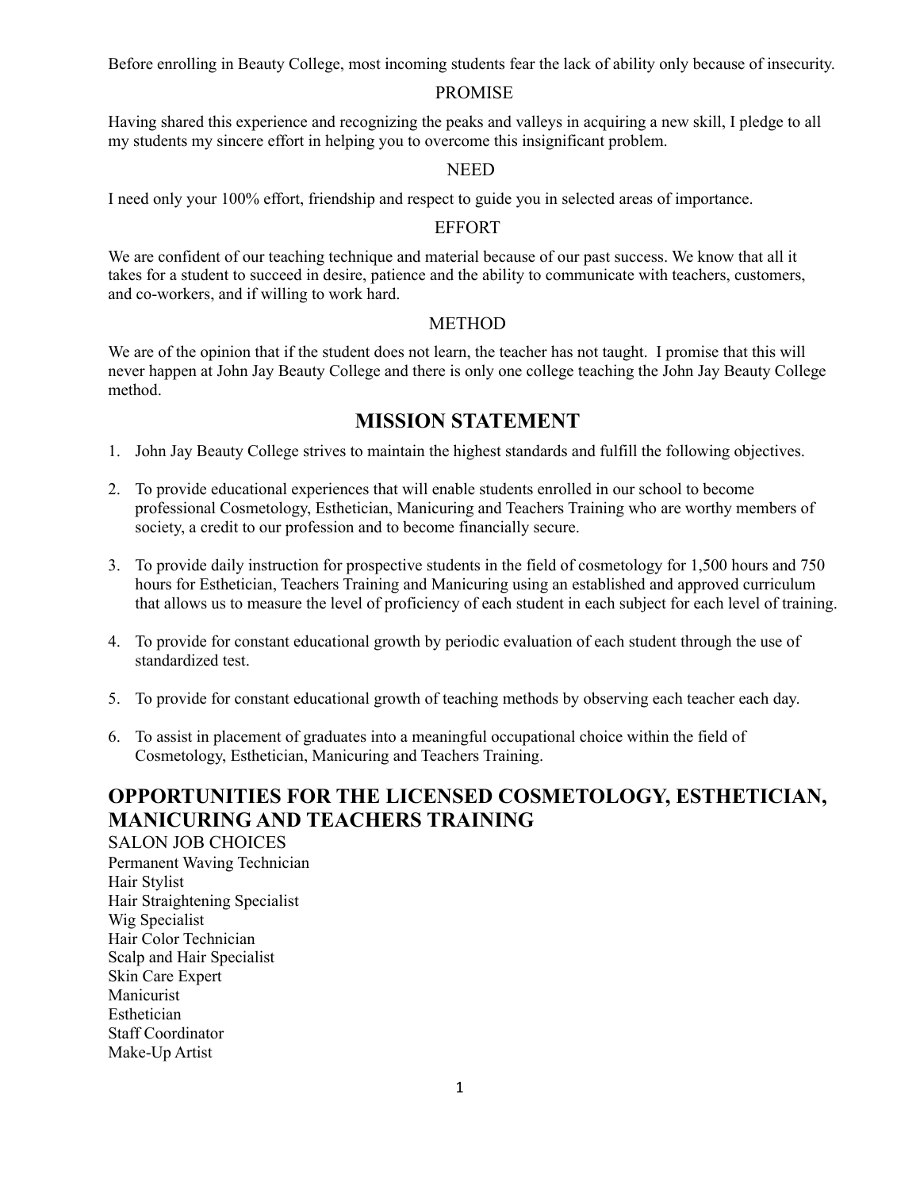Before enrolling in Beauty College, most incoming students fear the lack of ability only because of insecurity.

PROMISE

Having shared this experience and recognizing the peaks and valleys in acquiring a new skill, I pledge to all my students my sincere effort in helping you to overcome this insignificant problem.

NEED

I need only your 100% effort, friendship and respect to guide you in selected areas of importance.

EFFORT

We are confident of our teaching technique and material because of our past success. We know that all it takes for a student to succeed in desire, patience and the ability to communicate with teachers, customers, and co-workers, and if willing to work hard.

METHOD

We are of the opinion that if the student does not learn, the teacher has not taught. I promise that this will never happen at John Jay Beauty College and there is only one college teaching the John Jay Beauty College method.

## MISSION STATEMENT

1. John Jay Beauty College strives to maintain the highest standards and fulfill the following objectives.
2. To provide educational experiences that will enable students enrolled in our school to become professional Cosmetology, Esthetician, Manicuring and Teachers Training who are worthy members of society, a credit to our profession and to become financially secure.
3. To provide daily instruction for prospective students in the field of cosmetology for 1,500 hours and 750 hours for Esthetician, Teachers Training and Manicuring using an established and approved curriculum that allows us to measure the level of proficiency of each student in each subject for each level of training.
4. To provide for constant educational growth by periodic evaluation of each student through the use of standardized test.
5. To provide for constant educational growth of teaching methods by observing each teacher each day.
6. To assist in placement of graduates into a meaningful occupational choice within the field of Cosmetology, Esthetician, Manicuring and Teachers Training.

## OPPORTUNITIES FOR THE LICENSED COSMETOLOGY, ESTHETICIAN, MANICURING AND TEACHERS TRAINING

SALON JOB CHOICES

Permanent Waving Technician
Hair Stylist
Hair Straightening Specialist
Wig Specialist
Hair Color Technician
Scalp and Hair Specialist
Skin Care Expert
Manicurist
Esthetician
Staff Coordinator
Make-Up Artist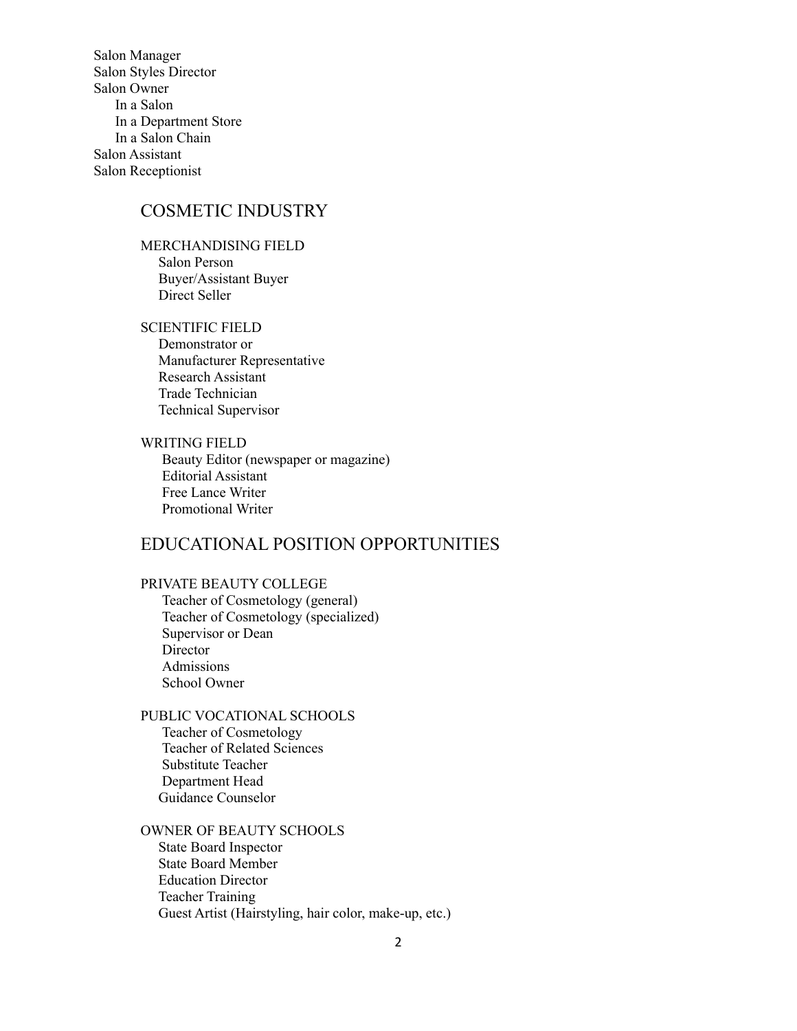- Salon Manager
- Salon Styles Director
- Salon Owner
  - In a Salon
  - In a Department Store
  - In a Salon Chain
- Salon Assistant
- Salon Receptionist

## COSMETIC INDUSTRY

### MERCHANDISING FIELD

- Salon Person
- Buyer/Assistant Buyer
- Direct Seller

### SCIENTIFIC FIELD

- Demonstrator or
- Manufacturer Representative
- Research Assistant
- Trade Technician
- Technical Supervisor

### WRITING FIELD

- Beauty Editor (newspaper or magazine)
- Editorial Assistant
- Free Lance Writer
- Promotional Writer

## EDUCATIONAL POSITION OPPORTUNITIES

### PRIVATE BEAUTY COLLEGE

- Teacher of Cosmetology (general)
- Teacher of Cosmetology (specialized)
- Supervisor or Dean
- Director
- Admissions
- School Owner

### PUBLIC VOCATIONAL SCHOOLS

- Teacher of Cosmetology
- Teacher of Related Sciences
- Substitute Teacher
- Department Head
- Guidance Counselor

### OWNER OF BEAUTY SCHOOLS

- State Board Inspector
- State Board Member
- Education Director
- Teacher Training
- Guest Artist (Hairstyling, hair color, make-up, etc.)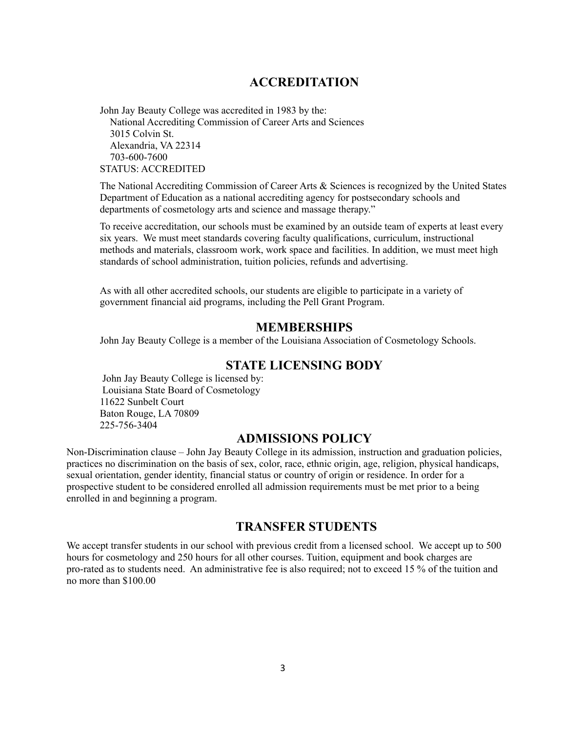## ACCREDITATION

John Jay Beauty College was accredited in 1983 by the:
National Accrediting Commission of Career Arts and Sciences
3015 Colvin St.
Alexandria, VA 22314
703-600-7600
STATUS: ACCREDITED

The National Accrediting Commission of Career Arts & Sciences is recognized by the United States Department of Education as a national accrediting agency for postsecondary schools and departments of cosmetology arts and science and massage therapy."

To receive accreditation, our schools must be examined by an outside team of experts at least every six years. We must meet standards covering faculty qualifications, curriculum, instructional methods and materials, classroom work, work space and facilities. In addition, we must meet high standards of school administration, tuition policies, refunds and advertising.

As with all other accredited schools, our students are eligible to participate in a variety of government financial aid programs, including the Pell Grant Program.

## MEMBERSHIPS

John Jay Beauty College is a member of the Louisiana Association of Cosmetology Schools.

## STATE LICENSING BODY

John Jay Beauty College is licensed by:
Louisiana State Board of Cosmetology
11622 Sunbelt Court
Baton Rouge, LA 70809
225-756-3404

## ADMISSIONS POLICY

Non-Discrimination clause – John Jay Beauty College in its admission, instruction and graduation policies, practices no discrimination on the basis of sex, color, race, ethnic origin, age, religion, physical handicaps, sexual orientation, gender identity, financial status or country of origin or residence. In order for a prospective student to be considered enrolled all admission requirements must be met prior to a being enrolled in and beginning a program.

## TRANSFER STUDENTS

We accept transfer students in our school with previous credit from a licensed school. We accept up to 500 hours for cosmetology and 250 hours for all other courses. Tuition, equipment and book charges are pro-rated as to students need. An administrative fee is also required; not to exceed 15 % of the tuition and no more than $100.00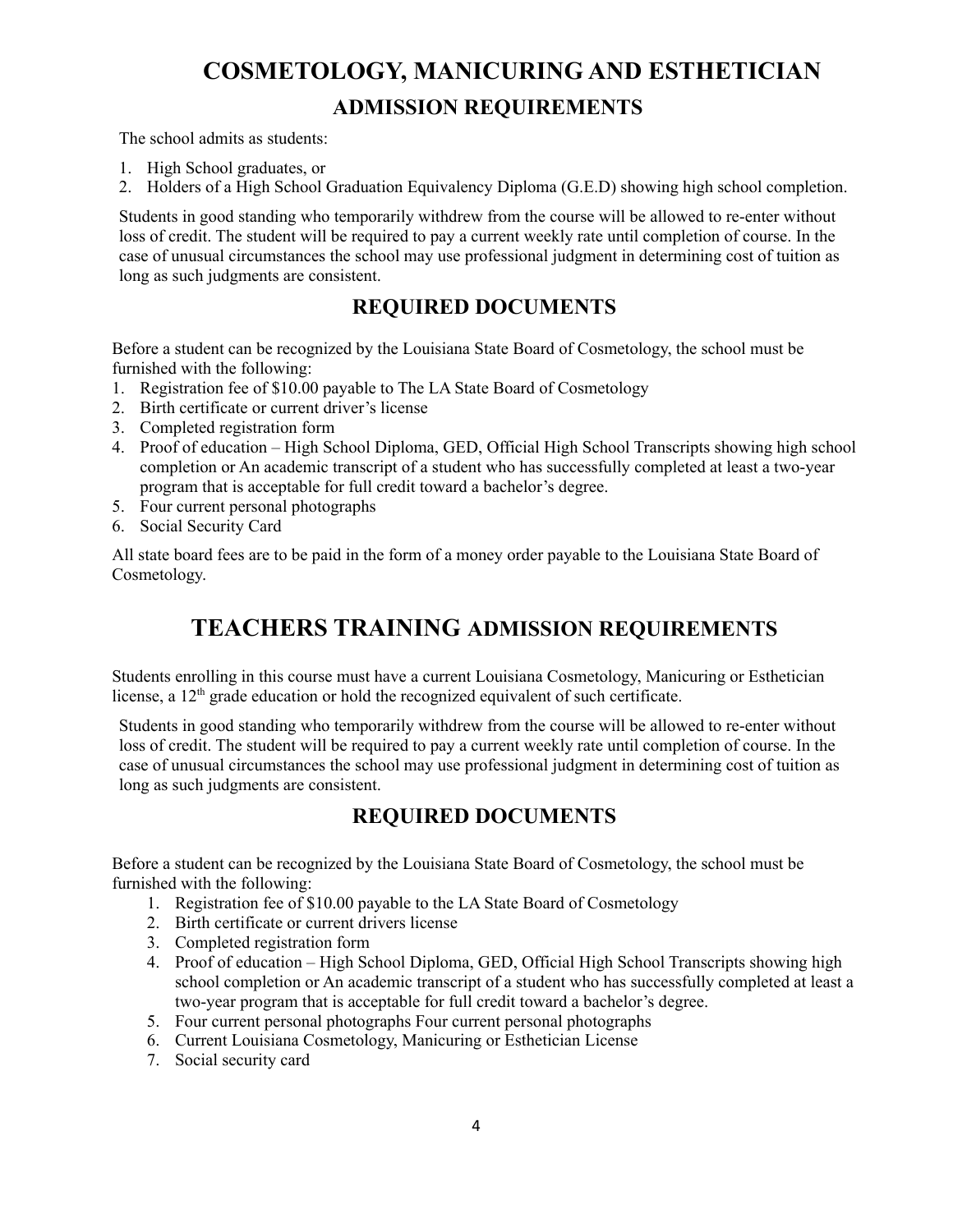# COSMETOLOGY, MANICURING AND ESTHETICIAN

## ADMISSION REQUIREMENTS

The school admits as students:

1. High School graduates, or
2. Holders of a High School Graduation Equivalency Diploma (G.E.D) showing high school completion.

Students in good standing who temporarily withdrew from the course will be allowed to re-enter without loss of credit. The student will be required to pay a current weekly rate until completion of course. In the case of unusual circumstances the school may use professional judgment in determining cost of tuition as long as such judgments are consistent.

## REQUIRED DOCUMENTS

Before a student can be recognized by the Louisiana State Board of Cosmetology, the school must be furnished with the following:

1. Registration fee of $10.00 payable to The LA State Board of Cosmetology
2. Birth certificate or current driver's license
3. Completed registration form
4. Proof of education – High School Diploma, GED, Official High School Transcripts showing high school completion or An academic transcript of a student who has successfully completed at least a two-year program that is acceptable for full credit toward a bachelor's degree.
5. Four current personal photographs
6. Social Security Card

All state board fees are to be paid in the form of a money order payable to the Louisiana State Board of Cosmetology.

# TEACHERS TRAINING ADMISSION REQUIREMENTS

Students enrolling in this course must have a current Louisiana Cosmetology, Manicuring or Esthetician license, a 12th grade education or hold the recognized equivalent of such certificate.

Students in good standing who temporarily withdrew from the course will be allowed to re-enter without loss of credit. The student will be required to pay a current weekly rate until completion of course. In the case of unusual circumstances the school may use professional judgment in determining cost of tuition as long as such judgments are consistent.

## REQUIRED DOCUMENTS

Before a student can be recognized by the Louisiana State Board of Cosmetology, the school must be furnished with the following:

1. Registration fee of $10.00 payable to the LA State Board of Cosmetology
2. Birth certificate or current drivers license
3. Completed registration form
4. Proof of education – High School Diploma, GED, Official High School Transcripts showing high school completion or An academic transcript of a student who has successfully completed at least a two-year program that is acceptable for full credit toward a bachelor's degree.
5. Four current personal photographs Four current personal photographs
6. Current Louisiana Cosmetology, Manicuring or Esthetician License
7. Social security card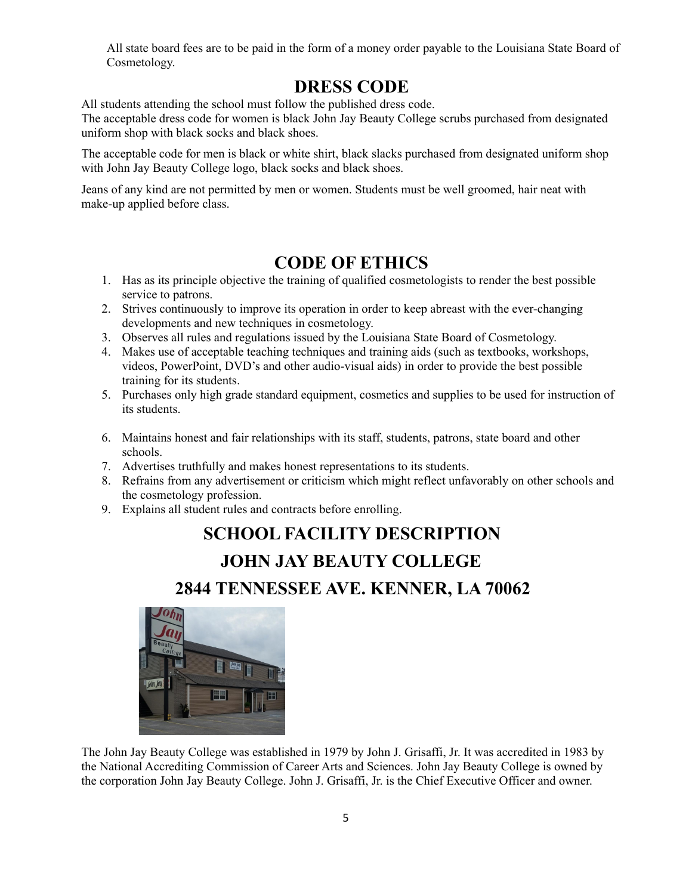All state board fees are to be paid in the form of a money order payable to the Louisiana State Board of Cosmetology.

## DRESS CODE

All students attending the school must follow the published dress code.
The acceptable dress code for women is black John Jay Beauty College scrubs purchased from designated uniform shop with black socks and black shoes.

The acceptable code for men is black or white shirt, black slacks purchased from designated uniform shop with John Jay Beauty College logo, black socks and black shoes.

Jeans of any kind are not permitted by men or women. Students must be well groomed, hair neat with make-up applied before class.

## CODE OF ETHICS

1. Has as its principle objective the training of qualified cosmetologists to render the best possible service to patrons.
2. Strives continuously to improve its operation in order to keep abreast with the ever-changing developments and new techniques in cosmetology.
3. Observes all rules and regulations issued by the Louisiana State Board of Cosmetology.
4. Makes use of acceptable teaching techniques and training aids (such as textbooks, workshops, videos, PowerPoint, DVD's and other audio-visual aids) in order to provide the best possible training for its students.
5. Purchases only high grade standard equipment, cosmetics and supplies to be used for instruction of its students.
6. Maintains honest and fair relationships with its staff, students, patrons, state board and other schools.
7. Advertises truthfully and makes honest representations to its students.
8. Refrains from any advertisement or criticism which might reflect unfavorably on other schools and the cosmetology profession.
9. Explains all student rules and contracts before enrolling.

## SCHOOL FACILITY DESCRIPTION

## JOHN JAY BEAUTY COLLEGE

## 2844 TENNESSEE AVE. KENNER, LA 70062

The John Jay Beauty College was established in 1979 by John J. Grisaffi, Jr. It was accredited in 1983 by the National Accrediting Commission of Career Arts and Sciences. John Jay Beauty College is owned by the corporation John Jay Beauty College. John J. Grisaffi, Jr. is the Chief Executive Officer and owner.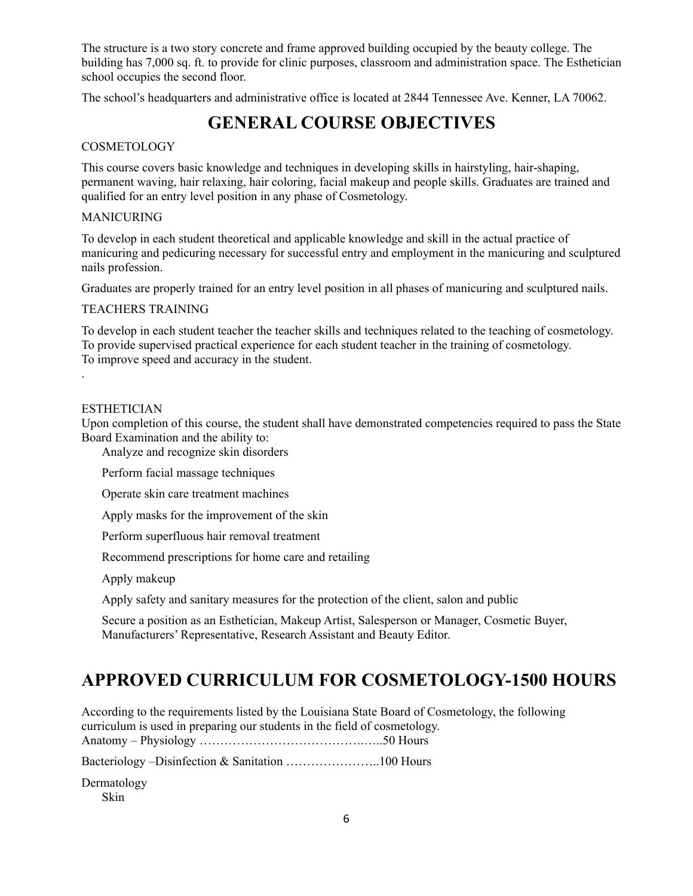The structure is a two story concrete and frame approved building occupied by the beauty college. The building has 7,000 sq. ft. to provide for clinic purposes, classroom and administration space. The Esthetician school occupies the second floor.

The school's headquarters and administrative office is located at 2844 Tennessee Ave. Kenner, LA 70062.

# GENERAL COURSE OBJECTIVES

COSMETOLOGY

This course covers basic knowledge and techniques in developing skills in hairstyling, hair-shaping, permanent waving, hair relaxing, hair coloring, facial makeup and people skills. Graduates are trained and qualified for an entry level position in any phase of Cosmetology.

MANICURING

To develop in each student theoretical and applicable knowledge and skill in the actual practice of manicuring and pedicuring necessary for successful entry and employment in the manicuring and sculptured nails profession.

Graduates are properly trained for an entry level position in all phases of manicuring and sculptured nails.

TEACHERS TRAINING

To develop in each student teacher the teacher skills and techniques related to the teaching of cosmetology.
To provide supervised practical experience for each student teacher in the training of cosmetology.
To improve speed and accuracy in the student.

.

ESTHETICIAN
Upon completion of this course, the student shall have demonstrated competencies required to pass the State Board Examination and the ability to:

- Analyze and recognize skin disorders
- Perform facial massage techniques
- Operate skin care treatment machines
- Apply masks for the improvement of the skin
- Perform superfluous hair removal treatment
- Recommend prescriptions for home care and retailing
- Apply makeup
- Apply safety and sanitary measures for the protection of the client, salon and public
- Secure a position as an Esthetician, Makeup Artist, Salesperson or Manager, Cosmetic Buyer, Manufacturers' Representative, Research Assistant and Beauty Editor.

## APPROVED CURRICULUM FOR COSMETOLOGY-1500 HOURS

According to the requirements listed by the Louisiana State Board of Cosmetology, the following curriculum is used in preparing our students in the field of cosmetology.
Anatomy – Physiology …………………………………….…..50 Hours

Bacteriology –Disinfection & Sanitation …………………..100 Hours

Dermatology
    Skin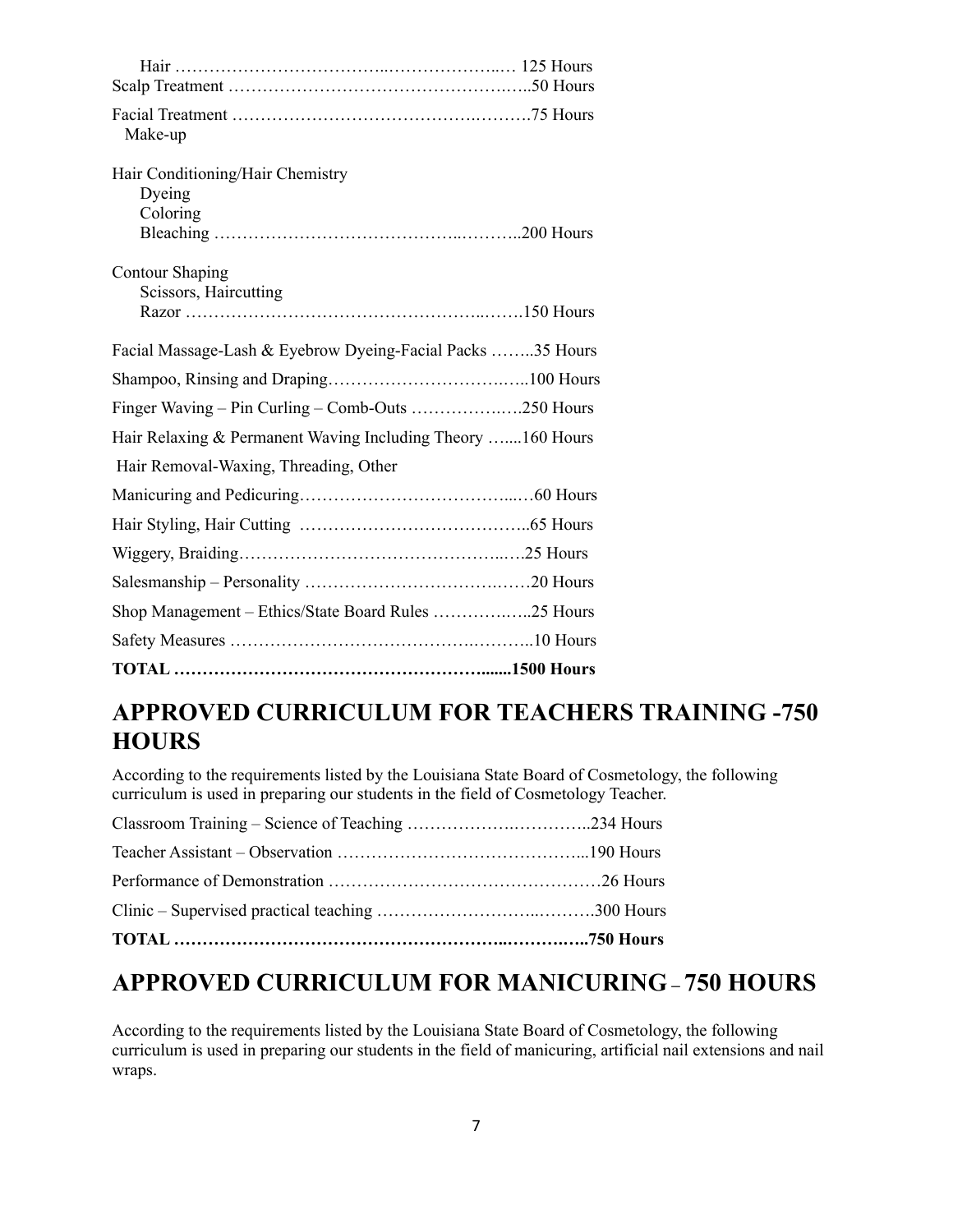Hair ……………………………..…………………..… 125 Hours
Scalp Treatment …………………………………….…..50 Hours

Facial Treatment …………………………………….……….75 Hours
Make-up

Hair Conditioning/Hair Chemistry
Dyeing
Coloring
Bleaching ………………………………….……….200 Hours

Contour Shaping
Scissors, Haircutting
Razor ……………………………………….…….150 Hours

Facial Massage-Lash & Eyebrow Dyeing-Facial Packs ……..35 Hours

Shampoo, Rinsing and Draping……………………….…..100 Hours

Finger Waving – Pin Curling – Comb-Outs ……………….….250 Hours

Hair Relaxing & Permanent Waving Including Theory …....160 Hours

Hair Removal-Waxing, Threading, Other

Manicuring and Pedicuring…………………………...…60 Hours

Hair Styling, Hair Cutting …………………………………..65 Hours

Wiggery, Braiding…………………………………..….25 Hours

Salesmanship – Personality ……………………….……20 Hours

Shop Management – Ethics/State Board Rules …………….…..25 Hours

Safety Measures ……………………………….………..10 Hours

**TOTAL …………………………………………….......1500 Hours**

## APPROVED CURRICULUM FOR TEACHERS TRAINING -750 HOURS

According to the requirements listed by the Louisiana State Board of Cosmetology, the following curriculum is used in preparing our students in the field of Cosmetology Teacher.

Classroom Training – Science of Teaching ……………….…………..234 Hours

Teacher Assistant – Observation …………………………………...190 Hours

Performance of Demonstration ……………………………………26 Hours

Clinic – Supervised practical teaching ……………………..……….300 Hours

**TOTAL ………………………………………………..……….…..750 Hours**

## APPROVED CURRICULUM FOR MANICURING – 750 HOURS

According to the requirements listed by the Louisiana State Board of Cosmetology, the following curriculum is used in preparing our students in the field of manicuring, artificial nail extensions and nail wraps.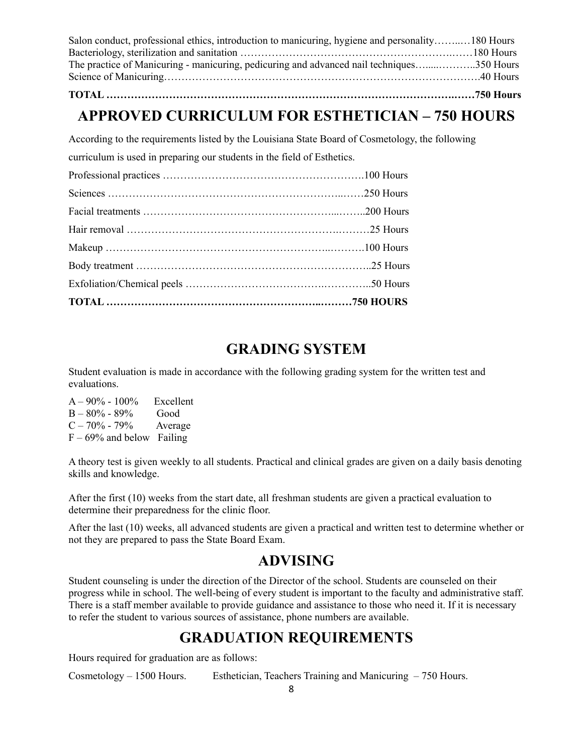Salon conduct, professional ethics, introduction to manicuring, hygiene and personality……..…180 Hours
Bacteriology, sterilization and sanitation …………………………………………………….……180 Hours
The practice of Manicuring - manicuring, pedicuring and advanced nail techniques…....………..350 Hours
Science of Manicuring……………………………………………………………………………….40 Hours

**TOTAL ……………………………………………………………………………………..……750 Hours**

## APPROVED CURRICULUM FOR ESTHETICIAN – 750 HOURS

According to the requirements listed by the Louisiana State Board of Cosmetology, the following curriculum is used in preparing our students in the field of Esthetics.

Professional practices ………………………………………………….100 Hours

Sciences ………………………………………………………...……250 Hours

Facial treatments ……………………………………………...……..200 Hours

Hair removal …………………………………………………….………25 Hours

Makeup ……………………………………………………..……….100 Hours

Body treatment …………………………………………………………..25 Hours

Exfoliation/Chemical peels ……………………………….…………..50 Hours

**TOTAL ……………………………………………………...………750 HOURS**

## GRADING SYSTEM

Student evaluation is made in accordance with the following grading system for the written test and evaluations.

A – 90% - 100% Excellent
B – 80% - 89% Good
C – 70% - 79% Average
F – 69% and below Failing

A theory test is given weekly to all students. Practical and clinical grades are given on a daily basis denoting skills and knowledge.

After the first (10) weeks from the start date, all freshman students are given a practical evaluation to determine their preparedness for the clinic floor.

After the last (10) weeks, all advanced students are given a practical and written test to determine whether or not they are prepared to pass the State Board Exam.

## ADVISING

Student counseling is under the direction of the Director of the school. Students are counseled on their progress while in school. The well-being of every student is important to the faculty and administrative staff. There is a staff member available to provide guidance and assistance to those who need it. If it is necessary to refer the student to various sources of assistance, phone numbers are available.

## GRADUATION REQUIREMENTS

Hours required for graduation are as follows:

Cosmetology – 1500 Hours. Esthetician, Teachers Training and Manicuring – 750 Hours.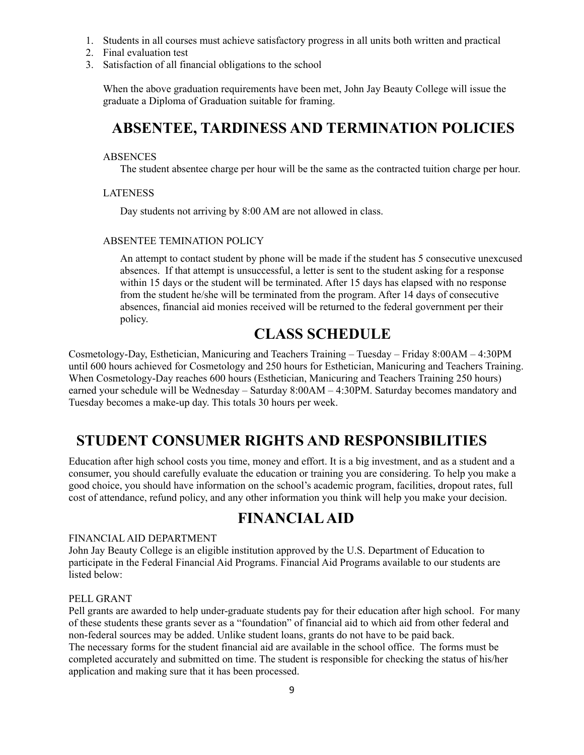1. Students in all courses must achieve satisfactory progress in all units both written and practical
2. Final evaluation test
3. Satisfaction of all financial obligations to the school

When the above graduation requirements have been met, John Jay Beauty College will issue the graduate a Diploma of Graduation suitable for framing.

## ABSENTEE, TARDINESS AND TERMINATION POLICIES

ABSENCES

The student absentee charge per hour will be the same as the contracted tuition charge per hour.

LATENESS

Day students not arriving by 8:00 AM are not allowed in class.

ABSENTEE TEMINATION POLICY

An attempt to contact student by phone will be made if the student has 5 consecutive unexcused absences. If that attempt is unsuccessful, a letter is sent to the student asking for a response within 15 days or the student will be terminated. After 15 days has elapsed with no response from the student he/she will be terminated from the program. After 14 days of consecutive absences, financial aid monies received will be returned to the federal government per their policy.

## CLASS SCHEDULE

Cosmetology-Day, Esthetician, Manicuring and Teachers Training – Tuesday – Friday 8:00AM – 4:30PM until 600 hours achieved for Cosmetology and 250 hours for Esthetician, Manicuring and Teachers Training. When Cosmetology-Day reaches 600 hours (Esthetician, Manicuring and Teachers Training 250 hours) earned your schedule will be Wednesday – Saturday 8:00AM – 4:30PM. Saturday becomes mandatory and Tuesday becomes a make-up day. This totals 30 hours per week.

## STUDENT CONSUMER RIGHTS AND RESPONSIBILITIES

Education after high school costs you time, money and effort. It is a big investment, and as a student and a consumer, you should carefully evaluate the education or training you are considering. To help you make a good choice, you should have information on the school's academic program, facilities, dropout rates, full cost of attendance, refund policy, and any other information you think will help you make your decision.

## FINANCIAL AID

FINANCIAL AID DEPARTMENT

John Jay Beauty College is an eligible institution approved by the U.S. Department of Education to participate in the Federal Financial Aid Programs. Financial Aid Programs available to our students are listed below:

PELL GRANT

Pell grants are awarded to help under-graduate students pay for their education after high school. For many of these students these grants sever as a "foundation" of financial aid to which aid from other federal and non-federal sources may be added. Unlike student loans, grants do not have to be paid back.

The necessary forms for the student financial aid are available in the school office. The forms must be completed accurately and submitted on time. The student is responsible for checking the status of his/her application and making sure that it has been processed.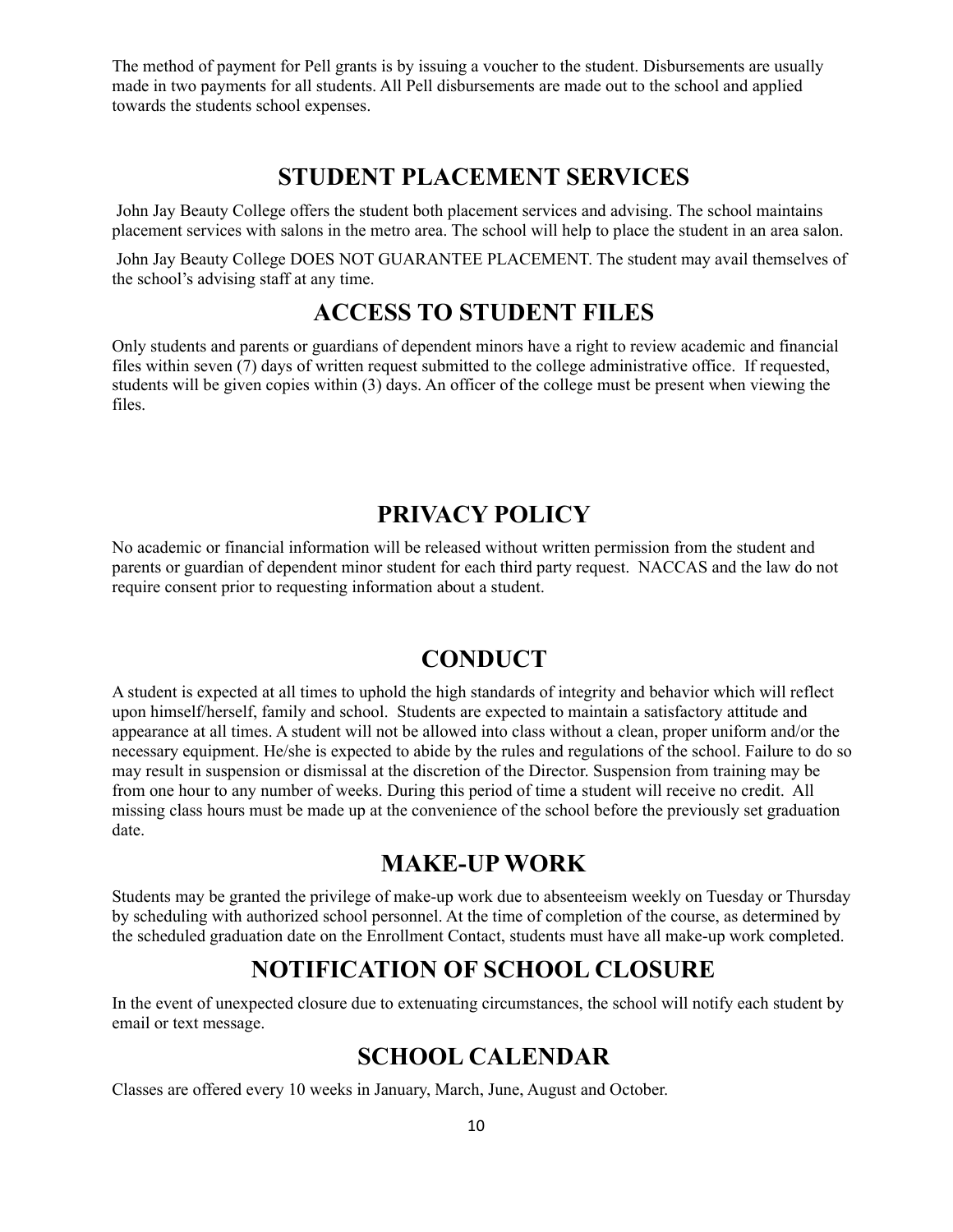The method of payment for Pell grants is by issuing a voucher to the student. Disbursements are usually made in two payments for all students. All Pell disbursements are made out to the school and applied towards the students school expenses.

## STUDENT PLACEMENT SERVICES

John Jay Beauty College offers the student both placement services and advising. The school maintains placement services with salons in the metro area. The school will help to place the student in an area salon.

John Jay Beauty College DOES NOT GUARANTEE PLACEMENT. The student may avail themselves of the school's advising staff at any time.

## ACCESS TO STUDENT FILES

Only students and parents or guardians of dependent minors have a right to review academic and financial files within seven (7) days of written request submitted to the college administrative office. If requested, students will be given copies within (3) days. An officer of the college must be present when viewing the files.

## PRIVACY POLICY

No academic or financial information will be released without written permission from the student and parents or guardian of dependent minor student for each third party request. NACCAS and the law do not require consent prior to requesting information about a student.

## CONDUCT

A student is expected at all times to uphold the high standards of integrity and behavior which will reflect upon himself/herself, family and school. Students are expected to maintain a satisfactory attitude and appearance at all times. A student will not be allowed into class without a clean, proper uniform and/or the necessary equipment. He/she is expected to abide by the rules and regulations of the school. Failure to do so may result in suspension or dismissal at the discretion of the Director. Suspension from training may be from one hour to any number of weeks. During this period of time a student will receive no credit. All missing class hours must be made up at the convenience of the school before the previously set graduation date.

## MAKE-UP WORK

Students may be granted the privilege of make-up work due to absenteeism weekly on Tuesday or Thursday by scheduling with authorized school personnel. At the time of completion of the course, as determined by the scheduled graduation date on the Enrollment Contact, students must have all make-up work completed.

## NOTIFICATION OF SCHOOL CLOSURE

In the event of unexpected closure due to extenuating circumstances, the school will notify each student by email or text message.

## SCHOOL CALENDAR

Classes are offered every 10 weeks in January, March, June, August and October.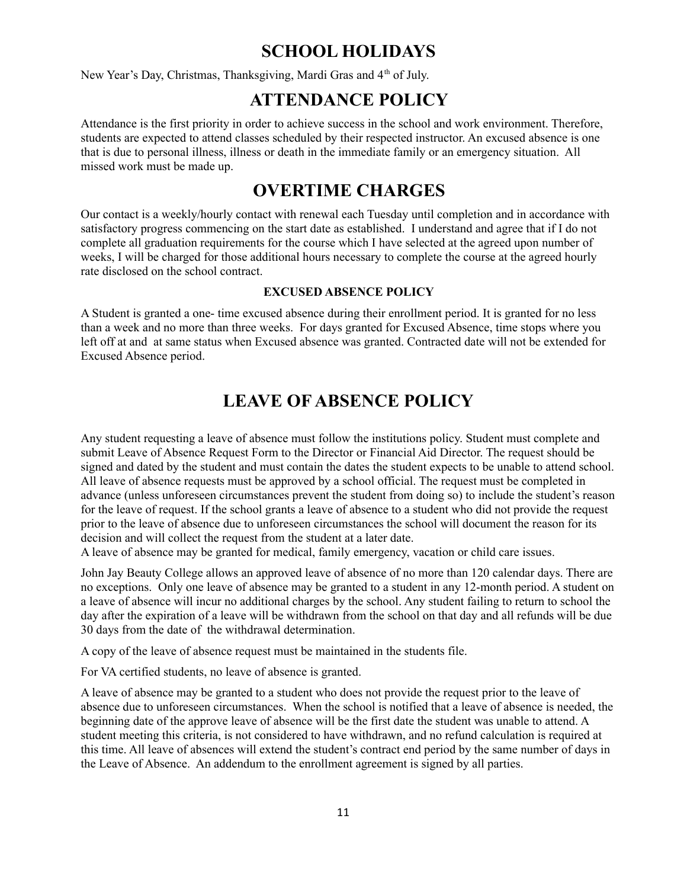# SCHOOL HOLIDAYS

New Year's Day, Christmas, Thanksgiving, Mardi Gras and 4th of July.

# ATTENDANCE POLICY

Attendance is the first priority in order to achieve success in the school and work environment. Therefore, students are expected to attend classes scheduled by their respected instructor. An excused absence is one that is due to personal illness, illness or death in the immediate family or an emergency situation. All missed work must be made up.

# OVERTIME CHARGES

Our contact is a weekly/hourly contact with renewal each Tuesday until completion and in accordance with satisfactory progress commencing on the start date as established. I understand and agree that if I do not complete all graduation requirements for the course which I have selected at the agreed upon number of weeks, I will be charged for those additional hours necessary to complete the course at the agreed hourly rate disclosed on the school contract.

### EXCUSED ABSENCE POLICY

A Student is granted a one- time excused absence during their enrollment period. It is granted for no less than a week and no more than three weeks. For days granted for Excused Absence, time stops where you left off at and at same status when Excused absence was granted. Contracted date will not be extended for Excused Absence period.

# LEAVE OF ABSENCE POLICY

Any student requesting a leave of absence must follow the institutions policy. Student must complete and submit Leave of Absence Request Form to the Director or Financial Aid Director. The request should be signed and dated by the student and must contain the dates the student expects to be unable to attend school. All leave of absence requests must be approved by a school official. The request must be completed in advance (unless unforeseen circumstances prevent the student from doing so) to include the student's reason for the leave of request. If the school grants a leave of absence to a student who did not provide the request prior to the leave of absence due to unforeseen circumstances the school will document the reason for its decision and will collect the request from the student at a later date.
A leave of absence may be granted for medical, family emergency, vacation or child care issues.

John Jay Beauty College allows an approved leave of absence of no more than 120 calendar days. There are no exceptions. Only one leave of absence may be granted to a student in any 12-month period. A student on a leave of absence will incur no additional charges by the school. Any student failing to return to school the day after the expiration of a leave will be withdrawn from the school on that day and all refunds will be due 30 days from the date of the withdrawal determination.

A copy of the leave of absence request must be maintained in the students file.

For VA certified students, no leave of absence is granted.

A leave of absence may be granted to a student who does not provide the request prior to the leave of absence due to unforeseen circumstances. When the school is notified that a leave of absence is needed, the beginning date of the approve leave of absence will be the first date the student was unable to attend. A student meeting this criteria, is not considered to have withdrawn, and no refund calculation is required at this time. All leave of absences will extend the student's contract end period by the same number of days in the Leave of Absence. An addendum to the enrollment agreement is signed by all parties.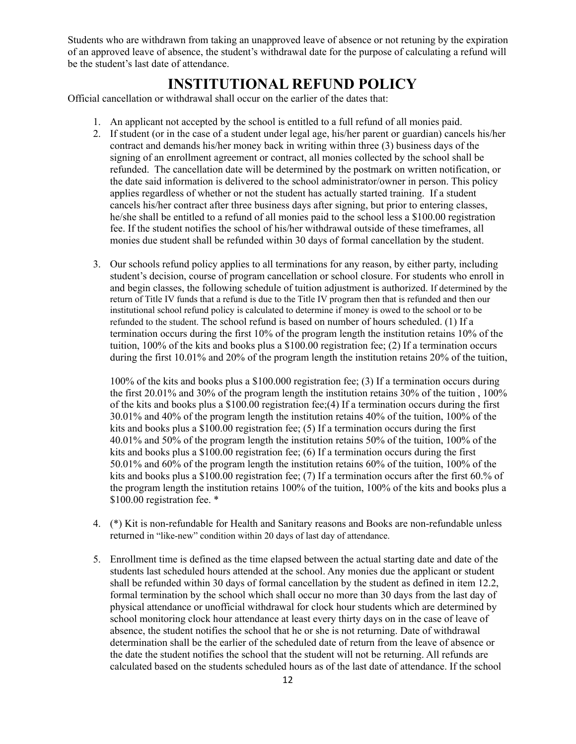Students who are withdrawn from taking an unapproved leave of absence or not retuning by the expiration of an approved leave of absence, the student's withdrawal date for the purpose of calculating a refund will be the student's last date of attendance.

# INSTITUTIONAL REFUND POLICY

Official cancellation or withdrawal shall occur on the earlier of the dates that:

1. An applicant not accepted by the school is entitled to a full refund of all monies paid.
2. If student (or in the case of a student under legal age, his/her parent or guardian) cancels his/her contract and demands his/her money back in writing within three (3) business days of the signing of an enrollment agreement or contract, all monies collected by the school shall be refunded. The cancellation date will be determined by the postmark on written notification, or the date said information is delivered to the school administrator/owner in person. This policy applies regardless of whether or not the student has actually started training. If a student cancels his/her contract after three business days after signing, but prior to entering classes, he/she shall be entitled to a refund of all monies paid to the school less a $100.00 registration fee. If the student notifies the school of his/her withdrawal outside of these timeframes, all monies due student shall be refunded within 30 days of formal cancellation by the student.

3. Our schools refund policy applies to all terminations for any reason, by either party, including student's decision, course of program cancellation or school closure. For students who enroll in and begin classes, the following schedule of tuition adjustment is authorized. If determined by the return of Title IV funds that a refund is due to the Title IV program then that is refunded and then our institutional school refund policy is calculated to determine if money is owed to the school or to be refunded to the student. The school refund is based on number of hours scheduled. (1) If a termination occurs during the first 10% of the program length the institution retains 10% of the tuition, 100% of the kits and books plus a $100.00 registration fee; (2) If a termination occurs during the first 10.01% and 20% of the program length the institution retains 20% of the tuition,

   100% of the kits and books plus a $100.000 registration fee; (3) If a termination occurs during the first 20.01% and 30% of the program length the institution retains 30% of the tuition , 100% of the kits and books plus a $100.00 registration fee;(4) If a termination occurs during the first 30.01% and 40% of the program length the institution retains 40% of the tuition, 100% of the kits and books plus a $100.00 registration fee; (5) If a termination occurs during the first 40.01% and 50% of the program length the institution retains 50% of the tuition, 100% of the kits and books plus a $100.00 registration fee; (6) If a termination occurs during the first 50.01% and 60% of the program length the institution retains 60% of the tuition, 100% of the kits and books plus a $100.00 registration fee; (7) If a termination occurs after the first 60.% of the program length the institution retains 100% of the tuition, 100% of the kits and books plus a $100.00 registration fee. *

4. (*) Kit is non-refundable for Health and Sanitary reasons and Books are non-refundable unless returned in "like-new" condition within 20 days of last day of attendance.

5. Enrollment time is defined as the time elapsed between the actual starting date and date of the students last scheduled hours attended at the school. Any monies due the applicant or student shall be refunded within 30 days of formal cancellation by the student as defined in item 12.2, formal termination by the school which shall occur no more than 30 days from the last day of physical attendance or unofficial withdrawal for clock hour students which are determined by school monitoring clock hour attendance at least every thirty days on in the case of leave of absence, the student notifies the school that he or she is not returning. Date of withdrawal determination shall be the earlier of the scheduled date of return from the leave of absence or the date the student notifies the school that the student will not be returning. All refunds are calculated based on the students scheduled hours as of the last date of attendance. If the school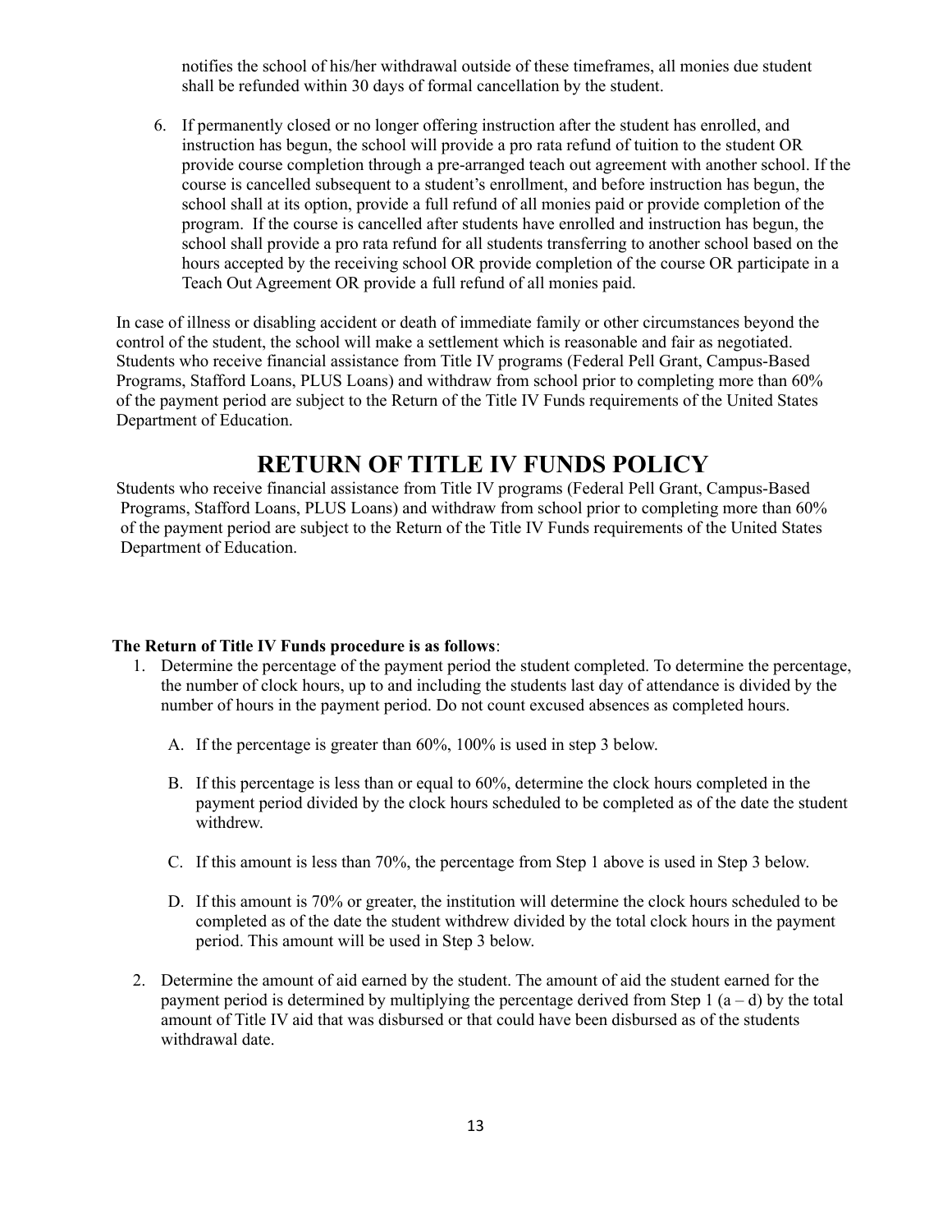notifies the school of his/her withdrawal outside of these timeframes, all monies due student shall be refunded within 30 days of formal cancellation by the student.

6. If permanently closed or no longer offering instruction after the student has enrolled, and instruction has begun, the school will provide a pro rata refund of tuition to the student OR provide course completion through a pre-arranged teach out agreement with another school. If the course is cancelled subsequent to a student's enrollment, and before instruction has begun, the school shall at its option, provide a full refund of all monies paid or provide completion of the program. If the course is cancelled after students have enrolled and instruction has begun, the school shall provide a pro rata refund for all students transferring to another school based on the hours accepted by the receiving school OR provide completion of the course OR participate in a Teach Out Agreement OR provide a full refund of all monies paid.

In case of illness or disabling accident or death of immediate family or other circumstances beyond the control of the student, the school will make a settlement which is reasonable and fair as negotiated. Students who receive financial assistance from Title IV programs (Federal Pell Grant, Campus-Based Programs, Stafford Loans, PLUS Loans) and withdraw from school prior to completing more than 60% of the payment period are subject to the Return of the Title IV Funds requirements of the United States Department of Education.

# RETURN OF TITLE IV FUNDS POLICY

Students who receive financial assistance from Title IV programs (Federal Pell Grant, Campus-Based Programs, Stafford Loans, PLUS Loans) and withdraw from school prior to completing more than 60% of the payment period are subject to the Return of the Title IV Funds requirements of the United States Department of Education.

**The Return of Title IV Funds procedure is as follows**:

1. Determine the percentage of the payment period the student completed. To determine the percentage, the number of clock hours, up to and including the students last day of attendance is divided by the number of hours in the payment period. Do not count excused absences as completed hours.

   A. If the percentage is greater than 60%, 100% is used in step 3 below.

   B. If this percentage is less than or equal to 60%, determine the clock hours completed in the payment period divided by the clock hours scheduled to be completed as of the date the student withdrew.

   C. If this amount is less than 70%, the percentage from Step 1 above is used in Step 3 below.

   D. If this amount is 70% or greater, the institution will determine the clock hours scheduled to be completed as of the date the student withdrew divided by the total clock hours in the payment period. This amount will be used in Step 3 below.

2. Determine the amount of aid earned by the student. The amount of aid the student earned for the payment period is determined by multiplying the percentage derived from Step 1 (a – d) by the total amount of Title IV aid that was disbursed or that could have been disbursed as of the students withdrawal date.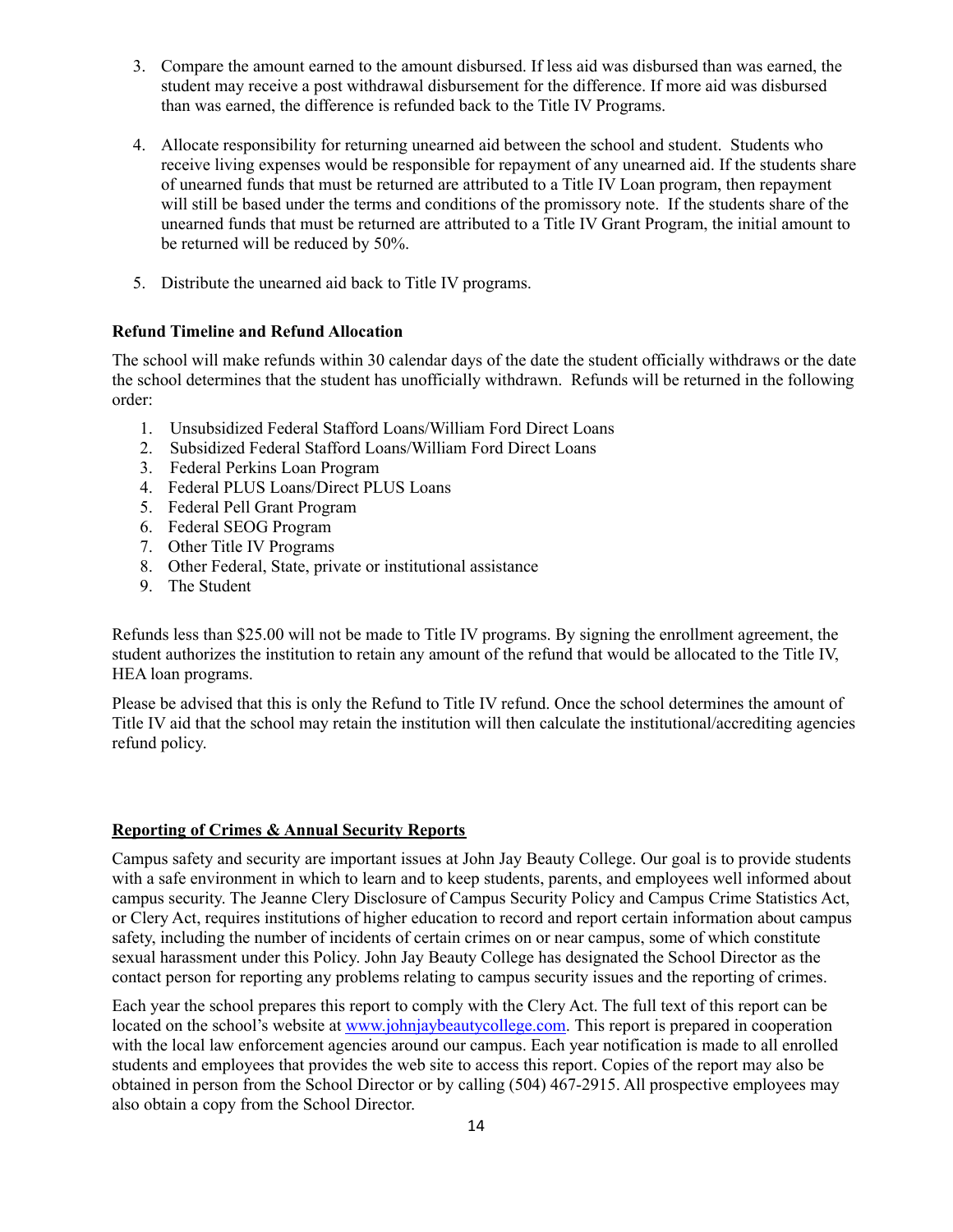3. Compare the amount earned to the amount disbursed. If less aid was disbursed than was earned, the student may receive a post withdrawal disbursement for the difference. If more aid was disbursed than was earned, the difference is refunded back to the Title IV Programs.

4. Allocate responsibility for returning unearned aid between the school and student. Students who receive living expenses would be responsible for repayment of any unearned aid. If the students share of unearned funds that must be returned are attributed to a Title IV Loan program, then repayment will still be based under the terms and conditions of the promissory note. If the students share of the unearned funds that must be returned are attributed to a Title IV Grant Program, the initial amount to be returned will be reduced by 50%.

5. Distribute the unearned aid back to Title IV programs.

**Refund Timeline and Refund Allocation**

The school will make refunds within 30 calendar days of the date the student officially withdraws or the date the school determines that the student has unofficially withdrawn. Refunds will be returned in the following order:

1. Unsubsidized Federal Stafford Loans/William Ford Direct Loans
2. Subsidized Federal Stafford Loans/William Ford Direct Loans
3. Federal Perkins Loan Program
4. Federal PLUS Loans/Direct PLUS Loans
5. Federal Pell Grant Program
6. Federal SEOG Program
7. Other Title IV Programs
8. Other Federal, State, private or institutional assistance
9. The Student

Refunds less than $25.00 will not be made to Title IV programs. By signing the enrollment agreement, the student authorizes the institution to retain any amount of the refund that would be allocated to the Title IV, HEA loan programs.

Please be advised that this is only the Refund to Title IV refund. Once the school determines the amount of Title IV aid that the school may retain the institution will then calculate the institutional/accrediting agencies refund policy.

**Reporting of Crimes & Annual Security Reports**

Campus safety and security are important issues at John Jay Beauty College. Our goal is to provide students with a safe environment in which to learn and to keep students, parents, and employees well informed about campus security. The Jeanne Clery Disclosure of Campus Security Policy and Campus Crime Statistics Act, or Clery Act, requires institutions of higher education to record and report certain information about campus safety, including the number of incidents of certain crimes on or near campus, some of which constitute sexual harassment under this Policy. John Jay Beauty College has designated the School Director as the contact person for reporting any problems relating to campus security issues and the reporting of crimes.

Each year the school prepares this report to comply with the Clery Act. The full text of this report can be located on the school's website at www.johnjaybeautycollege.com. This report is prepared in cooperation with the local law enforcement agencies around our campus. Each year notification is made to all enrolled students and employees that provides the web site to access this report. Copies of the report may also be obtained in person from the School Director or by calling (504) 467-2915. All prospective employees may also obtain a copy from the School Director.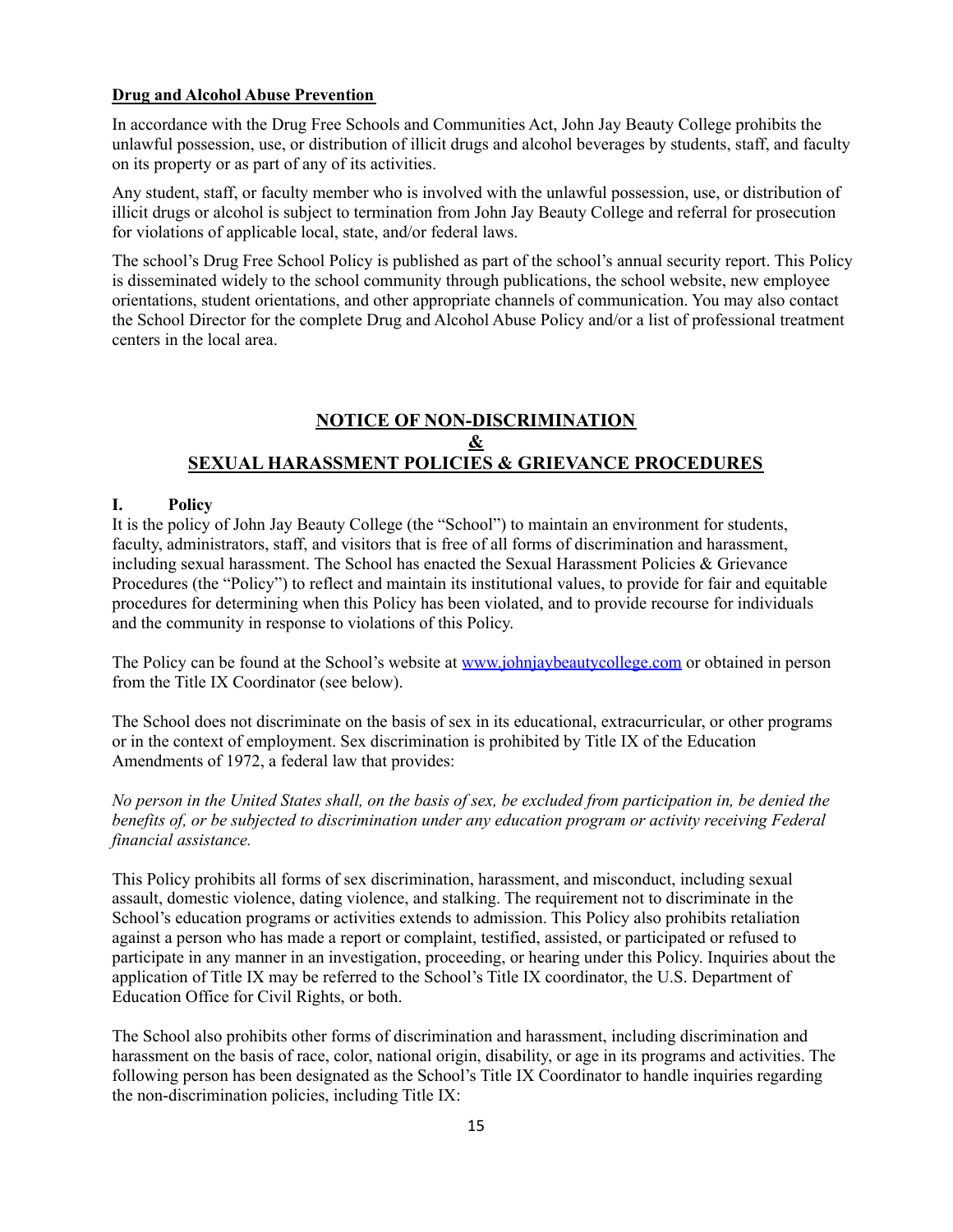**Drug and Alcohol Abuse Prevention**

In accordance with the Drug Free Schools and Communities Act, John Jay Beauty College prohibits the unlawful possession, use, or distribution of illicit drugs and alcohol beverages by students, staff, and faculty on its property or as part of any of its activities.

Any student, staff, or faculty member who is involved with the unlawful possession, use, or distribution of illicit drugs or alcohol is subject to termination from John Jay Beauty College and referral for prosecution for violations of applicable local, state, and/or federal laws.

The school's Drug Free School Policy is published as part of the school's annual security report. This Policy is disseminated widely to the school community through publications, the school website, new employee orientations, student orientations, and other appropriate channels of communication. You may also contact the School Director for the complete Drug and Alcohol Abuse Policy and/or a list of professional treatment centers in the local area.

## NOTICE OF NON-DISCRIMINATION & SEXUAL HARASSMENT POLICIES & GRIEVANCE PROCEDURES

**I. Policy**

It is the policy of John Jay Beauty College (the "School") to maintain an environment for students, faculty, administrators, staff, and visitors that is free of all forms of discrimination and harassment, including sexual harassment. The School has enacted the Sexual Harassment Policies & Grievance Procedures (the "Policy") to reflect and maintain its institutional values, to provide for fair and equitable procedures for determining when this Policy has been violated, and to provide recourse for individuals and the community in response to violations of this Policy.

The Policy can be found at the School's website at [www.johnjaybeautycollege.com](http://www.johnjaybeautycollege.com) or obtained in person from the Title IX Coordinator (see below).

The School does not discriminate on the basis of sex in its educational, extracurricular, or other programs or in the context of employment. Sex discrimination is prohibited by Title IX of the Education Amendments of 1972, a federal law that provides:

*No person in the United States shall, on the basis of sex, be excluded from participation in, be denied the benefits of, or be subjected to discrimination under any education program or activity receiving Federal financial assistance.*

This Policy prohibits all forms of sex discrimination, harassment, and misconduct, including sexual assault, domestic violence, dating violence, and stalking. The requirement not to discriminate in the School's education programs or activities extends to admission. This Policy also prohibits retaliation against a person who has made a report or complaint, testified, assisted, or participated or refused to participate in any manner in an investigation, proceeding, or hearing under this Policy. Inquiries about the application of Title IX may be referred to the School's Title IX coordinator, the U.S. Department of Education Office for Civil Rights, or both.

The School also prohibits other forms of discrimination and harassment, including discrimination and harassment on the basis of race, color, national origin, disability, or age in its programs and activities. The following person has been designated as the School's Title IX Coordinator to handle inquiries regarding the non-discrimination policies, including Title IX: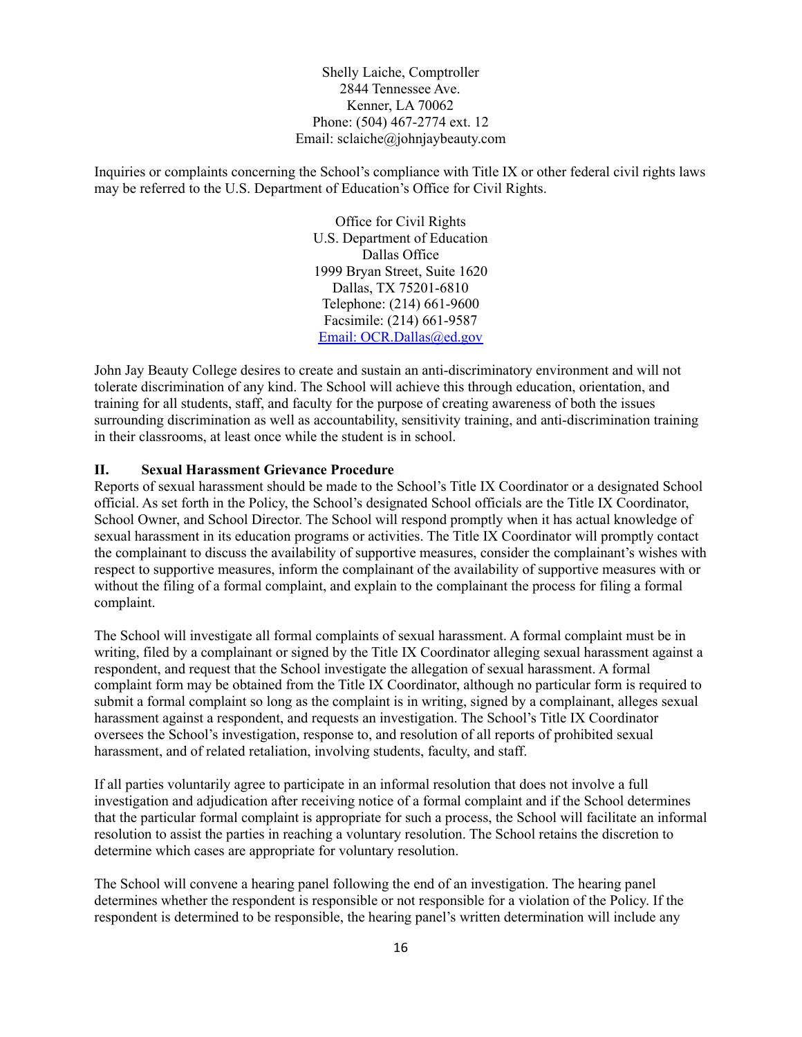Shelly Laiche, Comptroller
2844 Tennessee Ave.
Kenner, LA 70062
Phone: (504) 467-2774 ext. 12
Email: sclaiche@johnjaybeauty.com

Inquiries or complaints concerning the School's compliance with Title IX or other federal civil rights laws may be referred to the U.S. Department of Education's Office for Civil Rights.

Office for Civil Rights
U.S. Department of Education
Dallas Office
1999 Bryan Street, Suite 1620
Dallas, TX 75201-6810
Telephone: (214) 661-9600
Facsimile: (214) 661-9587
Email: OCR.Dallas@ed.gov

John Jay Beauty College desires to create and sustain an anti-discriminatory environment and will not tolerate discrimination of any kind. The School will achieve this through education, orientation, and training for all students, staff, and faculty for the purpose of creating awareness of both the issues surrounding discrimination as well as accountability, sensitivity training, and anti-discrimination training in their classrooms, at least once while the student is in school.

## II. Sexual Harassment Grievance Procedure

Reports of sexual harassment should be made to the School's Title IX Coordinator or a designated School official. As set forth in the Policy, the School's designated School officials are the Title IX Coordinator, School Owner, and School Director. The School will respond promptly when it has actual knowledge of sexual harassment in its education programs or activities. The Title IX Coordinator will promptly contact the complainant to discuss the availability of supportive measures, consider the complainant's wishes with respect to supportive measures, inform the complainant of the availability of supportive measures with or without the filing of a formal complaint, and explain to the complainant the process for filing a formal complaint.

The School will investigate all formal complaints of sexual harassment. A formal complaint must be in writing, filed by a complainant or signed by the Title IX Coordinator alleging sexual harassment against a respondent, and request that the School investigate the allegation of sexual harassment. A formal complaint form may be obtained from the Title IX Coordinator, although no particular form is required to submit a formal complaint so long as the complaint is in writing, signed by a complainant, alleges sexual harassment against a respondent, and requests an investigation. The School's Title IX Coordinator oversees the School's investigation, response to, and resolution of all reports of prohibited sexual harassment, and of related retaliation, involving students, faculty, and staff.

If all parties voluntarily agree to participate in an informal resolution that does not involve a full investigation and adjudication after receiving notice of a formal complaint and if the School determines that the particular formal complaint is appropriate for such a process, the School will facilitate an informal resolution to assist the parties in reaching a voluntary resolution. The School retains the discretion to determine which cases are appropriate for voluntary resolution.

The School will convene a hearing panel following the end of an investigation. The hearing panel determines whether the respondent is responsible or not responsible for a violation of the Policy. If the respondent is determined to be responsible, the hearing panel's written determination will include any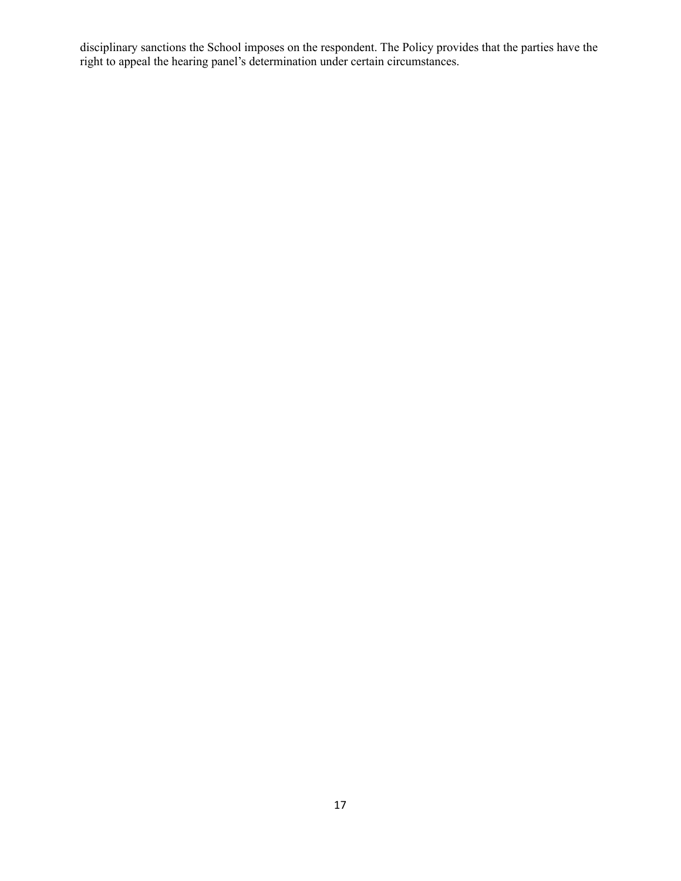disciplinary sanctions the School imposes on the respondent. The Policy provides that the parties have the right to appeal the hearing panel's determination under certain circumstances.